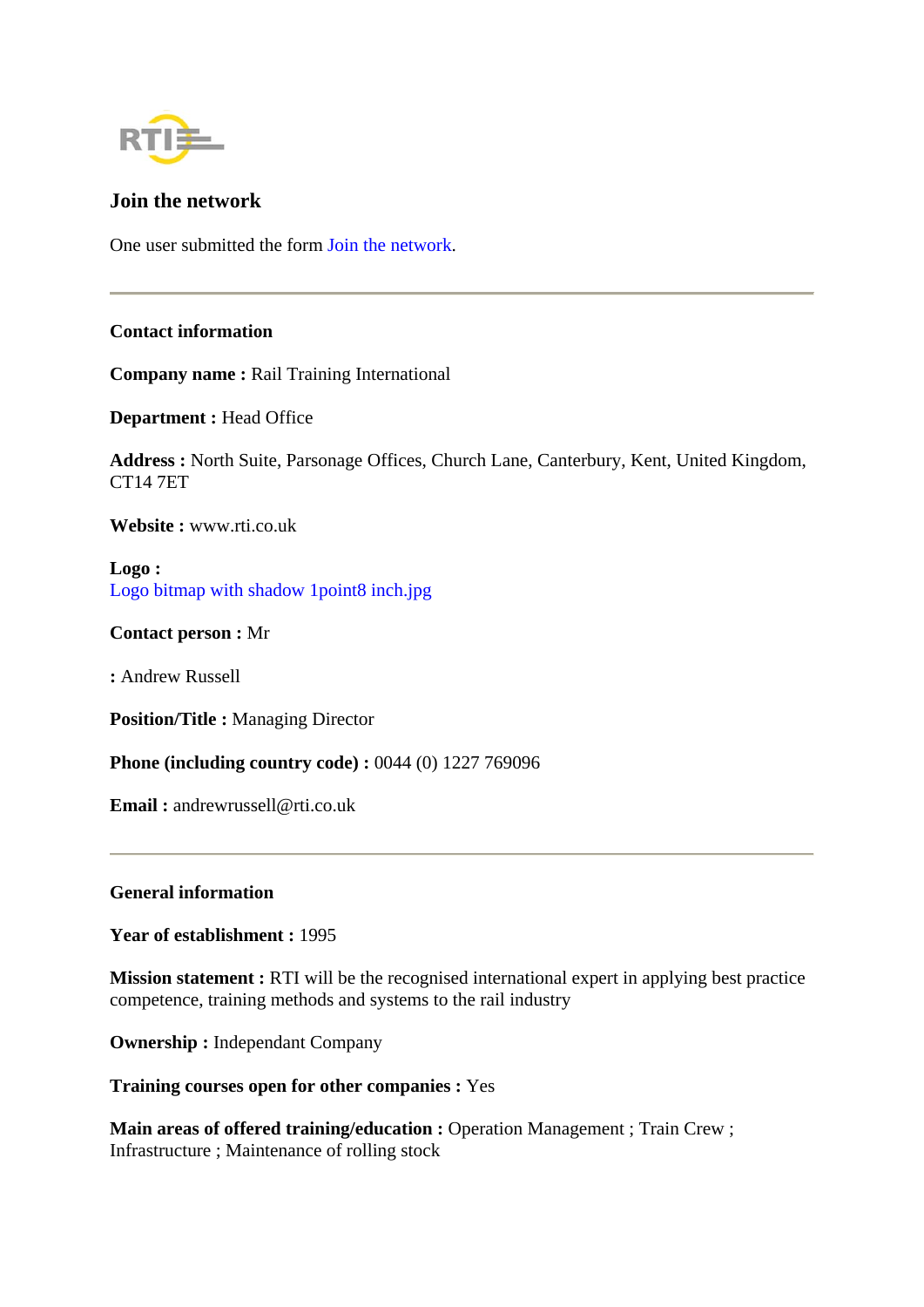RTI

## Join the network

One user submitted the form Join the network.

---

**Contact information**

**Company name :** Rail Training International

**Department :** Head Office

**Address :** North Suite, Parsonage Offices, Church Lane, Canterbury, Kent, United Kingdom, CT14 7ET

**Website :** www.rti.co.uk

**Logo :**
Logo bitmap with shadow 1point8 inch.jpg

**Contact person :** Mr

**:** Andrew Russell

**Position/Title :** Managing Director

**Phone (including country code) :** 0044 (0) 1227 769096

**Email :** andrewrussell@rti.co.uk

---

**General information**

**Year of establishment :** 1995

**Mission statement :** RTI will be the recognised international expert in applying best practice competence, training methods and systems to the rail industry

**Ownership :** Independant Company

**Training courses open for other companies :** Yes

**Main areas of offered training/education :** Operation Management ; Train Crew ; Infrastructure ; Maintenance of rolling stock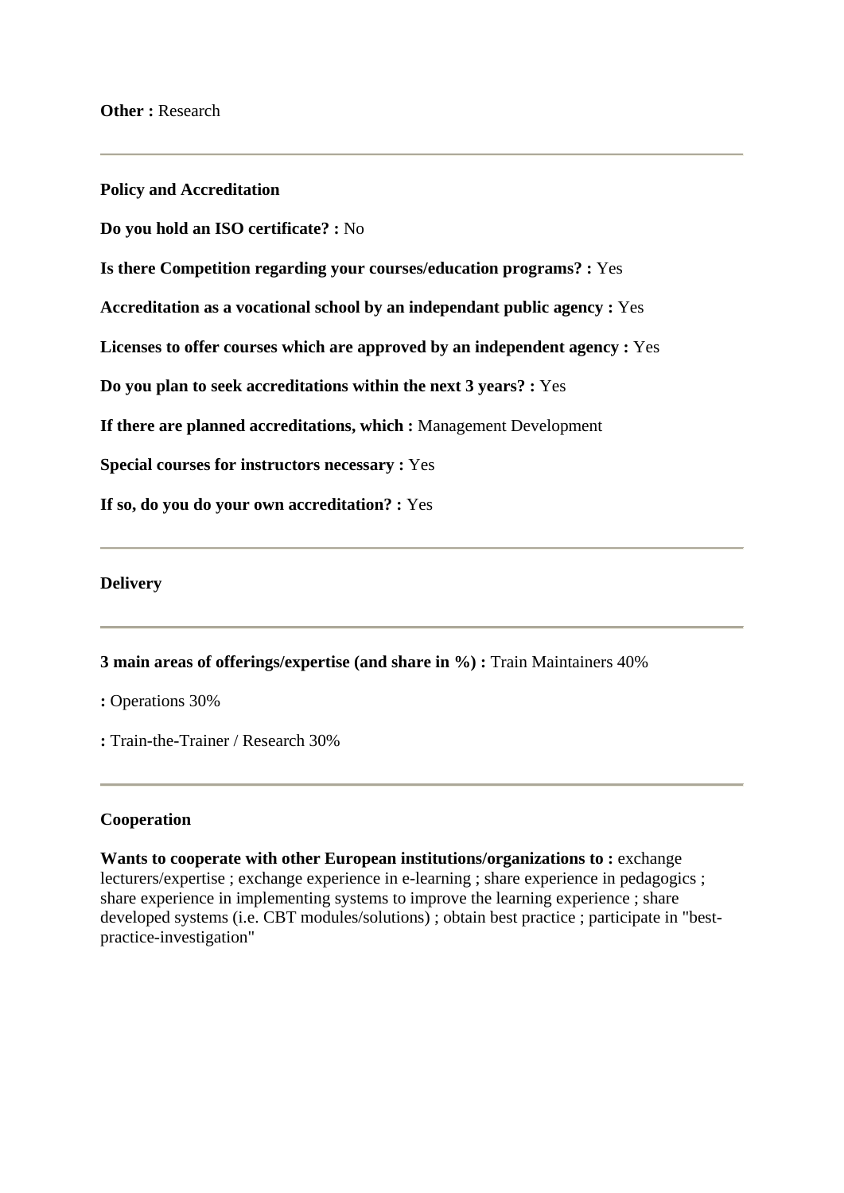**Other :** Research

---

**Policy and Accreditation**

**Do you hold an ISO certificate? :** No

**Is there Competition regarding your courses/education programs? :** Yes

**Accreditation as a vocational school by an independant public agency :** Yes

**Licenses to offer courses which are approved by an independent agency :** Yes

**Do you plan to seek accreditations within the next 3 years? :** Yes

**If there are planned accreditations, which :** Management Development

**Special courses for instructors necessary :** Yes

**If so, do you do your own accreditation? :** Yes

---

**Delivery**

---

**3 main areas of offerings/expertise (and share in %) :** Train Maintainers 40%

**:** Operations 30%

**:** Train-the-Trainer / Research 30%

---

**Cooperation**

**Wants to cooperate with other European institutions/organizations to :** exchange lecturers/expertise ; exchange experience in e-learning ; share experience in pedagogics ; share experience in implementing systems to improve the learning experience ; share developed systems (i.e. CBT modules/solutions) ; obtain best practice ; participate in "best-practice-investigation"